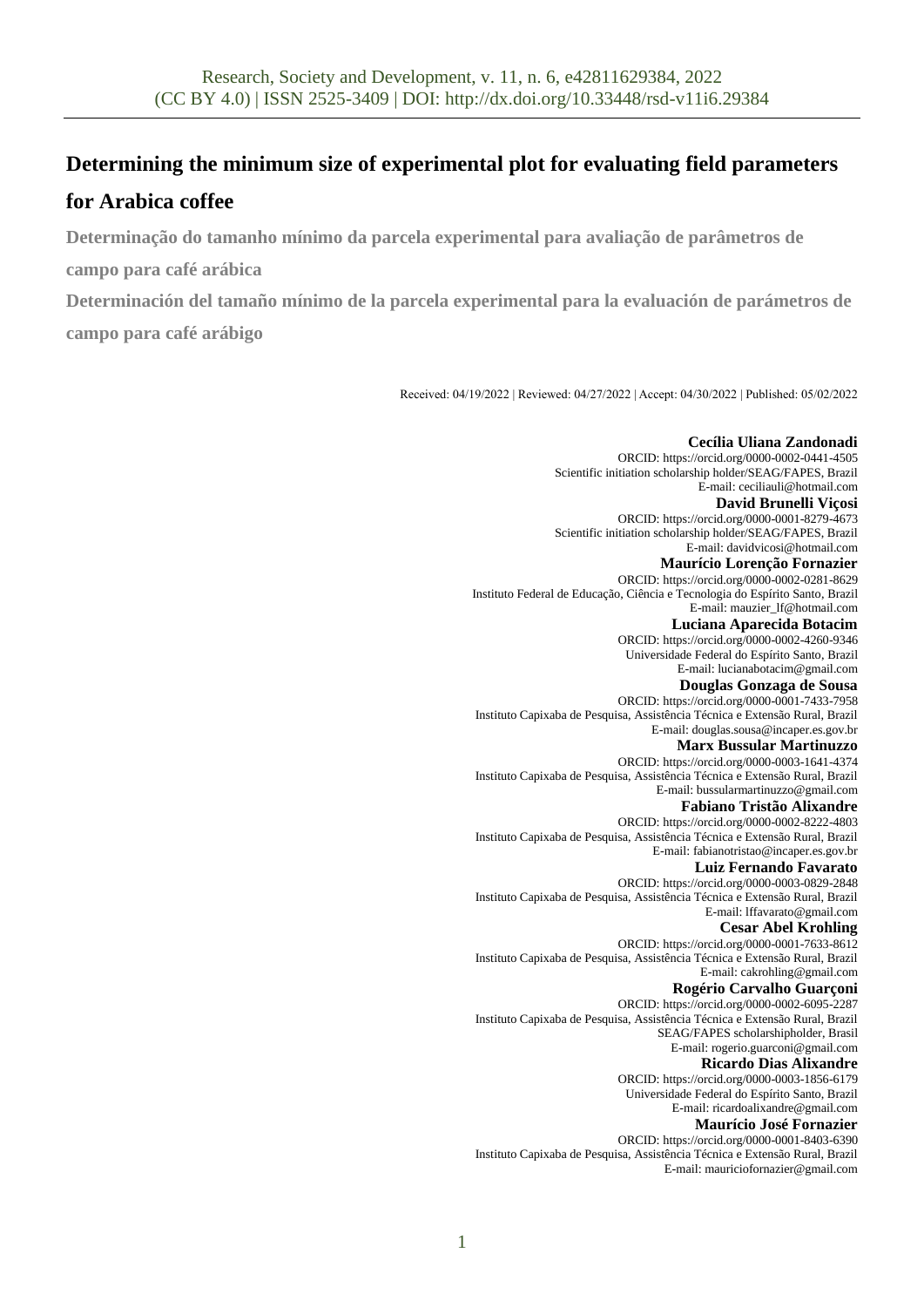# Determining the minimum size of experimental plot for evaluating field parameters for Arabica coffee

**Determinação do tamanho mínimo da parcela experimental para avaliação de parâmetros de campo para café arábica**

**Determinación del tamaño mínimo de la parcela experimental para la evaluación de parámetros de campo para café arábigo**

Received: 04/19/2022 | Reviewed: 04/27/2022 | Accept: 04/30/2022 | Published: 05/02/2022

**Cecília Uliana Zandonadi**
ORCID: https://orcid.org/0000-0002-0441-4505
Scientific initiation scholarship holder/SEAG/FAPES, Brazil
E-mail: ceciliauli@hotmail.com

**David Brunelli Viçosi**
ORCID: https://orcid.org/0000-0001-8279-4673
Scientific initiation scholarship holder/SEAG/FAPES, Brazil
E-mail: davidvicosi@hotmail.com

**Maurício Lorenção Fornazier**
ORCID: https://orcid.org/0000-0002-0281-8629
Instituto Federal de Educação, Ciência e Tecnologia do Espírito Santo, Brazil
E-mail: mauzier_lf@hotmail.com

**Luciana Aparecida Botacim**
ORCID: https://orcid.org/0000-0002-4260-9346
Universidade Federal do Espírito Santo, Brazil
E-mail: lucianabotacim@gmail.com

**Douglas Gonzaga de Sousa**
ORCID: https://orcid.org/0000-0001-7433-7958
Instituto Capixaba de Pesquisa, Assistência Técnica e Extensão Rural, Brazil
E-mail: douglas.sousa@incaper.es.gov.br

**Marx Bussular Martinuzzo**
ORCID: https://orcid.org/0000-0003-1641-4374
Instituto Capixaba de Pesquisa, Assistência Técnica e Extensão Rural, Brazil
E-mail: bussularmartinuzzo@gmail.com

**Fabiano Tristão Alixandre**
ORCID: https://orcid.org/0000-0002-8222-4803
Instituto Capixaba de Pesquisa, Assistência Técnica e Extensão Rural, Brazil
E-mail: fabianotristao@incaper.es.gov.br

**Luiz Fernando Favarato**
ORCID: https://orcid.org/0000-0003-0829-2848
Instituto Capixaba de Pesquisa, Assistência Técnica e Extensão Rural, Brazil
E-mail: lffavarato@gmail.com

**Cesar Abel Krohling**
ORCID: https://orcid.org/0000-0001-7633-8612
Instituto Capixaba de Pesquisa, Assistência Técnica e Extensão Rural, Brazil
E-mail: cakrohling@gmail.com

**Rogério Carvalho Guarçoni**
ORCID: https://orcid.org/0000-0002-6095-2287
Instituto Capixaba de Pesquisa, Assistência Técnica e Extensão Rural, Brazil
SEAG/FAPES scholarshipholder, Brasil
E-mail: rogerio.guarconi@gmail.com

**Ricardo Dias Alixandre**
ORCID: https://orcid.org/0000-0003-1856-6179
Universidade Federal do Espírito Santo, Brazil
E-mail: ricardoalixandre@gmail.com

**Maurício José Fornazier**
ORCID: https://orcid.org/0000-0001-8403-6390
Instituto Capixaba de Pesquisa, Assistência Técnica e Extensão Rural, Brazil
E-mail: mauriciofornazier@gmail.com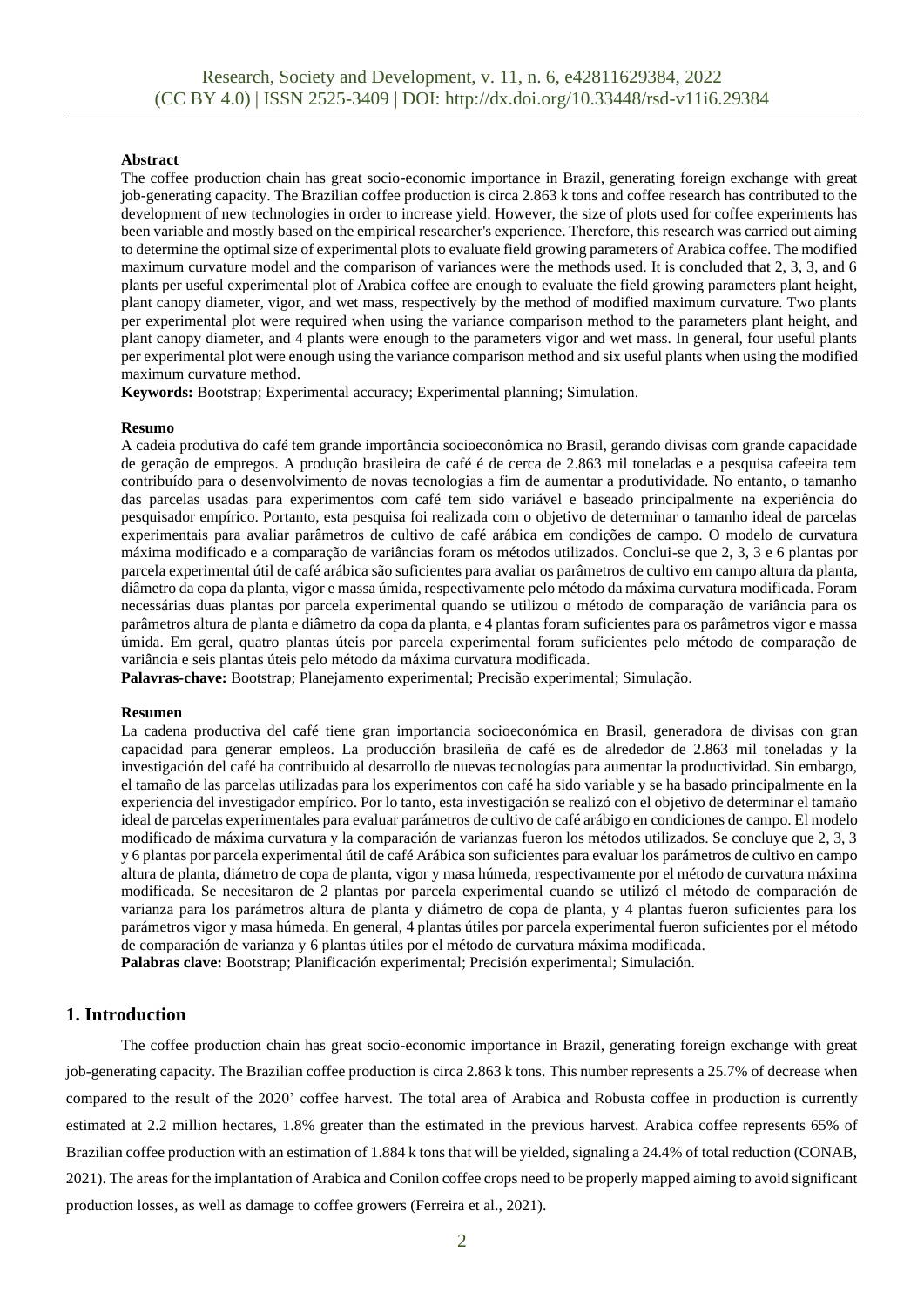**Abstract**

The coffee production chain has great socio-economic importance in Brazil, generating foreign exchange with great job-generating capacity. The Brazilian coffee production is circa 2.863 k tons and coffee research has contributed to the development of new technologies in order to increase yield. However, the size of plots used for coffee experiments has been variable and mostly based on the empirical researcher's experience. Therefore, this research was carried out aiming to determine the optimal size of experimental plots to evaluate field growing parameters of Arabica coffee. The modified maximum curvature model and the comparison of variances were the methods used. It is concluded that 2, 3, 3, and 6 plants per useful experimental plot of Arabica coffee are enough to evaluate the field growing parameters plant height, plant canopy diameter, vigor, and wet mass, respectively by the method of modified maximum curvature. Two plants per experimental plot were required when using the variance comparison method to the parameters plant height, and plant canopy diameter, and 4 plants were enough to the parameters vigor and wet mass. In general, four useful plants per experimental plot were enough using the variance comparison method and six useful plants when using the modified maximum curvature method.

**Keywords:** Bootstrap; Experimental accuracy; Experimental planning; Simulation.

**Resumo**

A cadeia produtiva do café tem grande importância socioeconômica no Brasil, gerando divisas com grande capacidade de geração de empregos. A produção brasileira de café é de cerca de 2.863 mil toneladas e a pesquisa cafeeira tem contribuído para o desenvolvimento de novas tecnologias a fim de aumentar a produtividade. No entanto, o tamanho das parcelas usadas para experimentos com café tem sido variável e baseado principalmente na experiência do pesquisador empírico. Portanto, esta pesquisa foi realizada com o objetivo de determinar o tamanho ideal de parcelas experimentais para avaliar parâmetros de cultivo de café arábica em condições de campo. O modelo de curvatura máxima modificado e a comparação de variâncias foram os métodos utilizados. Conclui-se que 2, 3, 3 e 6 plantas por parcela experimental útil de café arábica são suficientes para avaliar os parâmetros de cultivo em campo altura da planta, diâmetro da copa da planta, vigor e massa úmida, respectivamente pelo método da máxima curvatura modificada. Foram necessárias duas plantas por parcela experimental quando se utilizou o método de comparação de variância para os parâmetros altura de planta e diâmetro da copa da planta, e 4 plantas foram suficientes para os parâmetros vigor e massa úmida. Em geral, quatro plantas úteis por parcela experimental foram suficientes pelo método de comparação de variância e seis plantas úteis pelo método da máxima curvatura modificada.

**Palavras-chave:** Bootstrap; Planejamento experimental; Precisão experimental; Simulação.

**Resumen**

La cadena productiva del café tiene gran importancia socioeconómica en Brasil, generadora de divisas con gran capacidad para generar empleos. La producción brasileña de café es de alrededor de 2.863 mil toneladas y la investigación del café ha contribuido al desarrollo de nuevas tecnologías para aumentar la productividad. Sin embargo, el tamaño de las parcelas utilizadas para los experimentos con café ha sido variable y se ha basado principalmente en la experiencia del investigador empírico. Por lo tanto, esta investigación se realizó con el objetivo de determinar el tamaño ideal de parcelas experimentales para evaluar parámetros de cultivo de café arábigo en condiciones de campo. El modelo modificado de máxima curvatura y la comparación de varianzas fueron los métodos utilizados. Se concluye que 2, 3, 3 y 6 plantas por parcela experimental útil de café Arábica son suficientes para evaluar los parámetros de cultivo en campo altura de planta, diámetro de copa de planta, vigor y masa húmeda, respectivamente por el método de curvatura máxima modificada. Se necesitaron de 2 plantas por parcela experimental cuando se utilizó el método de comparación de varianza para los parámetros altura de planta y diámetro de copa de planta, y 4 plantas fueron suficientes para los parámetros vigor y masa húmeda. En general, 4 plantas útiles por parcela experimental fueron suficientes por el método de comparación de varianza y 6 plantas útiles por el método de curvatura máxima modificada.

**Palabras clave:** Bootstrap; Planificación experimental; Precisión experimental; Simulación.

## 1. Introduction

The coffee production chain has great socio-economic importance in Brazil, generating foreign exchange with great job-generating capacity. The Brazilian coffee production is circa 2.863 k tons. This number represents a 25.7% of decrease when compared to the result of the 2020' coffee harvest. The total area of Arabica and Robusta coffee in production is currently estimated at 2.2 million hectares, 1.8% greater than the estimated in the previous harvest. Arabica coffee represents 65% of Brazilian coffee production with an estimation of 1.884 k tons that will be yielded, signaling a 24.4% of total reduction (CONAB, 2021). The areas for the implantation of Arabica and Conilon coffee crops need to be properly mapped aiming to avoid significant production losses, as well as damage to coffee growers (Ferreira et al., 2021).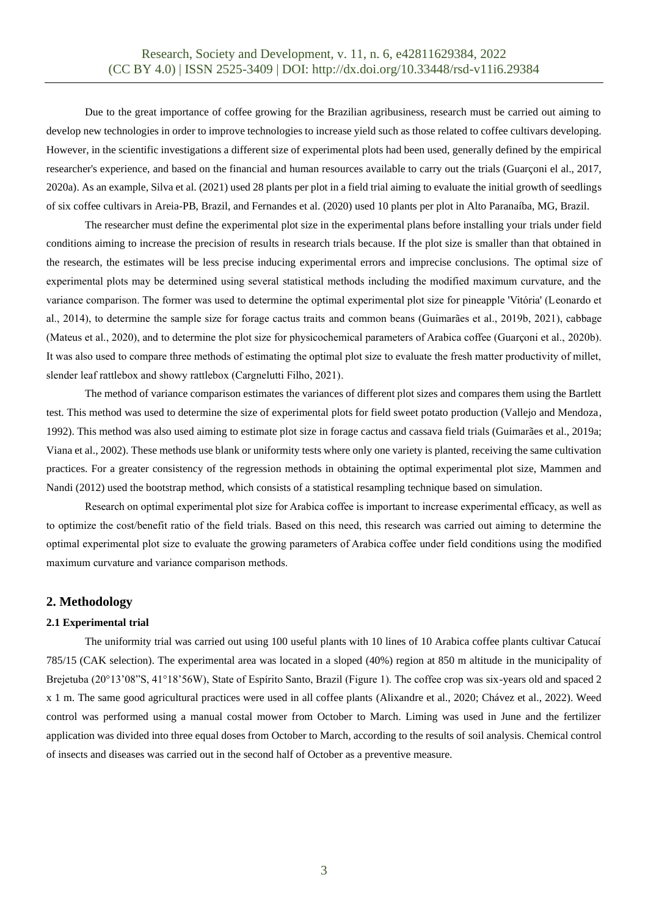Due to the great importance of coffee growing for the Brazilian agribusiness, research must be carried out aiming to develop new technologies in order to improve technologies to increase yield such as those related to coffee cultivars developing. However, in the scientific investigations a different size of experimental plots had been used, generally defined by the empirical researcher's experience, and based on the financial and human resources available to carry out the trials (Guarçoni el al., 2017, 2020a). As an example, Silva et al. (2021) used 28 plants per plot in a field trial aiming to evaluate the initial growth of seedlings of six coffee cultivars in Areia-PB, Brazil, and Fernandes et al. (2020) used 10 plants per plot in Alto Paranaíba, MG, Brazil.

The researcher must define the experimental plot size in the experimental plans before installing your trials under field conditions aiming to increase the precision of results in research trials because. If the plot size is smaller than that obtained in the research, the estimates will be less precise inducing experimental errors and imprecise conclusions. The optimal size of experimental plots may be determined using several statistical methods including the modified maximum curvature, and the variance comparison. The former was used to determine the optimal experimental plot size for pineapple 'Vitória' (Leonardo et al., 2014), to determine the sample size for forage cactus traits and common beans (Guimarães et al., 2019b, 2021), cabbage (Mateus et al., 2020), and to determine the plot size for physicochemical parameters of Arabica coffee (Guarçoni et al., 2020b). It was also used to compare three methods of estimating the optimal plot size to evaluate the fresh matter productivity of millet, slender leaf rattlebox and showy rattlebox (Cargnelutti Filho, 2021).

The method of variance comparison estimates the variances of different plot sizes and compares them using the Bartlett test. This method was used to determine the size of experimental plots for field sweet potato production (Vallejo and Mendoza, 1992). This method was also used aiming to estimate plot size in forage cactus and cassava field trials (Guimarães et al., 2019a; Viana et al., 2002). These methods use blank or uniformity tests where only one variety is planted, receiving the same cultivation practices. For a greater consistency of the regression methods in obtaining the optimal experimental plot size, Mammen and Nandi (2012) used the bootstrap method, which consists of a statistical resampling technique based on simulation.

Research on optimal experimental plot size for Arabica coffee is important to increase experimental efficacy, as well as to optimize the cost/benefit ratio of the field trials. Based on this need, this research was carried out aiming to determine the optimal experimental plot size to evaluate the growing parameters of Arabica coffee under field conditions using the modified maximum curvature and variance comparison methods.

## 2. Methodology

### 2.1 Experimental trial

The uniformity trial was carried out using 100 useful plants with 10 lines of 10 Arabica coffee plants cultivar Catucaí 785/15 (CAK selection). The experimental area was located in a sloped (40%) region at 850 m altitude in the municipality of Brejetuba (20°13'08"S, 41°18'56W), State of Espírito Santo, Brazil (Figure 1). The coffee crop was six-years old and spaced 2 x 1 m. The same good agricultural practices were used in all coffee plants (Alixandre et al., 2020; Chávez et al., 2022). Weed control was performed using a manual costal mower from October to March. Liming was used in June and the fertilizer application was divided into three equal doses from October to March, according to the results of soil analysis. Chemical control of insects and diseases was carried out in the second half of October as a preventive measure.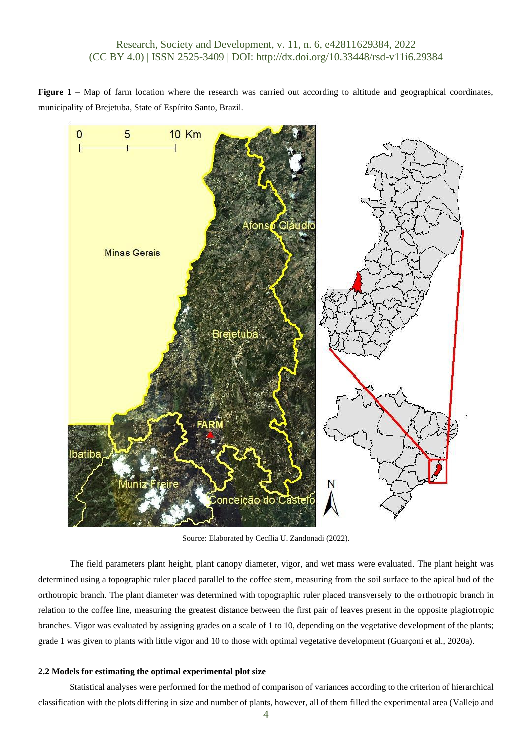**Figure 1** – Map of farm location where the research was carried out according to altitude and geographical coordinates, municipality of Brejetuba, State of Espírito Santo, Brazil.

Source: Elaborated by Cecília U. Zandonadi (2022).

The field parameters plant height, plant canopy diameter, vigor, and wet mass were evaluated. The plant height was determined using a topographic ruler placed parallel to the coffee stem, measuring from the soil surface to the apical bud of the orthotropic branch. The plant diameter was determined with topographic ruler placed transversely to the orthotropic branch in relation to the coffee line, measuring the greatest distance between the first pair of leaves present in the opposite plagiotropic branches. Vigor was evaluated by assigning grades on a scale of 1 to 10, depending on the vegetative development of the plants; grade 1 was given to plants with little vigor and 10 to those with optimal vegetative development (Guarçoni et al., 2020a).

### 2.2 Models for estimating the optimal experimental plot size

Statistical analyses were performed for the method of comparison of variances according to the criterion of hierarchical classification with the plots differing in size and number of plants, however, all of them filled the experimental area (Vallejo and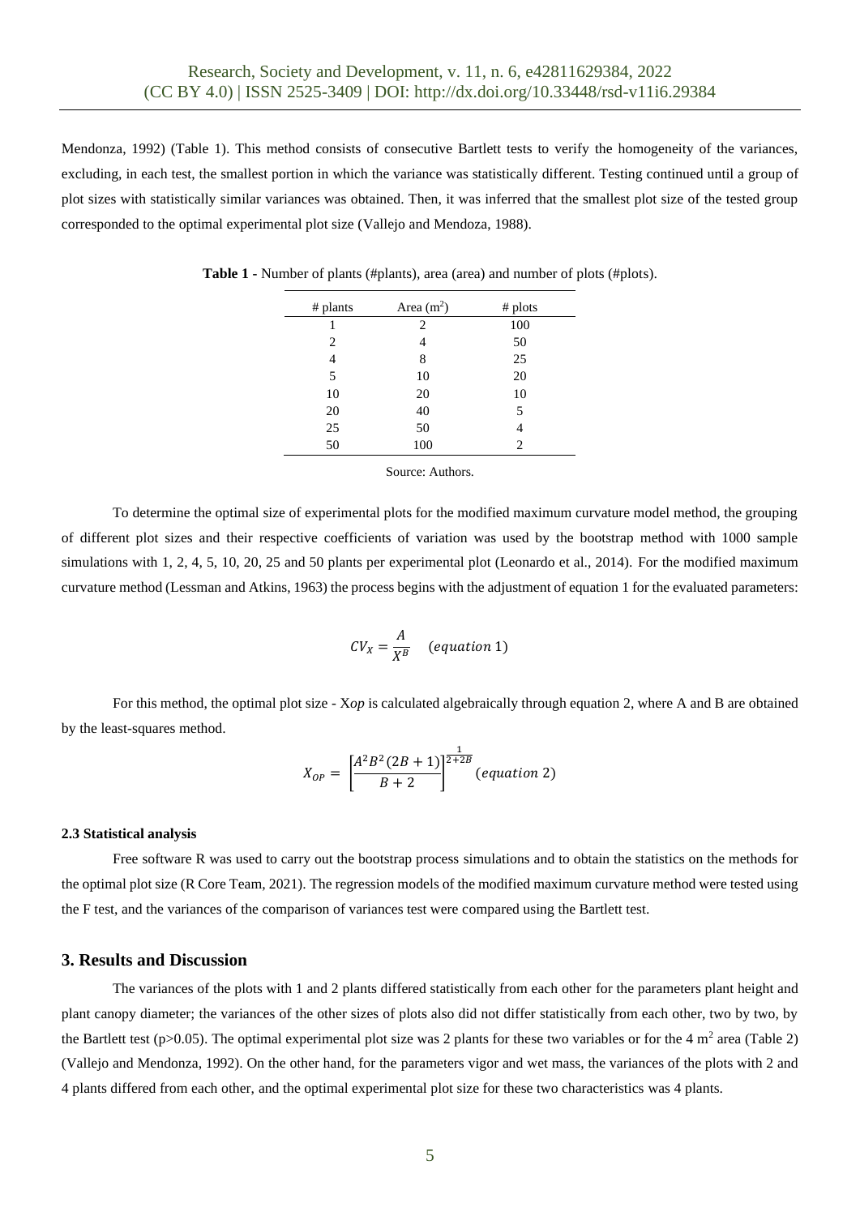Mendonza, 1992) (Table 1). This method consists of consecutive Bartlett tests to verify the homogeneity of the variances, excluding, in each test, the smallest portion in which the variance was statistically different. Testing continued until a group of plot sizes with statistically similar variances was obtained. Then, it was inferred that the smallest plot size of the tested group corresponded to the optimal experimental plot size (Vallejo and Mendoza, 1988).

**Table 1 -** Number of plants (#plants), area (area) and number of plots (#plots).

| # plants | Area (m$^2$) | # plots |
|---|---|---|
| 1 | 2 | 100 |
| 2 | 4 | 50 |
| 4 | 8 | 25 |
| 5 | 10 | 20 |
| 10 | 20 | 10 |
| 20 | 40 | 5 |
| 25 | 50 | 4 |
| 50 | 100 | 2 |

Source: Authors.

To determine the optimal size of experimental plots for the modified maximum curvature model method, the grouping of different plot sizes and their respective coefficients of variation was used by the bootstrap method with 1000 sample simulations with 1, 2, 4, 5, 10, 20, 25 and 50 plants per experimental plot (Leonardo et al., 2014). For the modified maximum curvature method (Lessman and Atkins, 1963) the process begins with the adjustment of equation 1 for the evaluated parameters:

$$CV_X = \frac{A}{X^B} \quad (equation\ 1)$$

For this method, the optimal plot size - X*op* is calculated algebraically through equation 2, where A and B are obtained by the least-squares method.

$$X_{OP} = \left[\frac{A^2B^2(2B+1)}{B+2}\right]^{\frac{1}{2+2B}} \ (equation\ 2)$$

#### 2.3 Statistical analysis

Free software R was used to carry out the bootstrap process simulations and to obtain the statistics on the methods for the optimal plot size (R Core Team, 2021). The regression models of the modified maximum curvature method were tested using the F test, and the variances of the comparison of variances test were compared using the Bartlett test.

## 3. Results and Discussion

The variances of the plots with 1 and 2 plants differed statistically from each other for the parameters plant height and plant canopy diameter; the variances of the other sizes of plots also did not differ statistically from each other, two by two, by the Bartlett test ($p>0.05$). The optimal experimental plot size was 2 plants for these two variables or for the 4 m$^2$ area (Table 2) (Vallejo and Mendonza, 1992). On the other hand, for the parameters vigor and wet mass, the variances of the plots with 2 and 4 plants differed from each other, and the optimal experimental plot size for these two characteristics was 4 plants.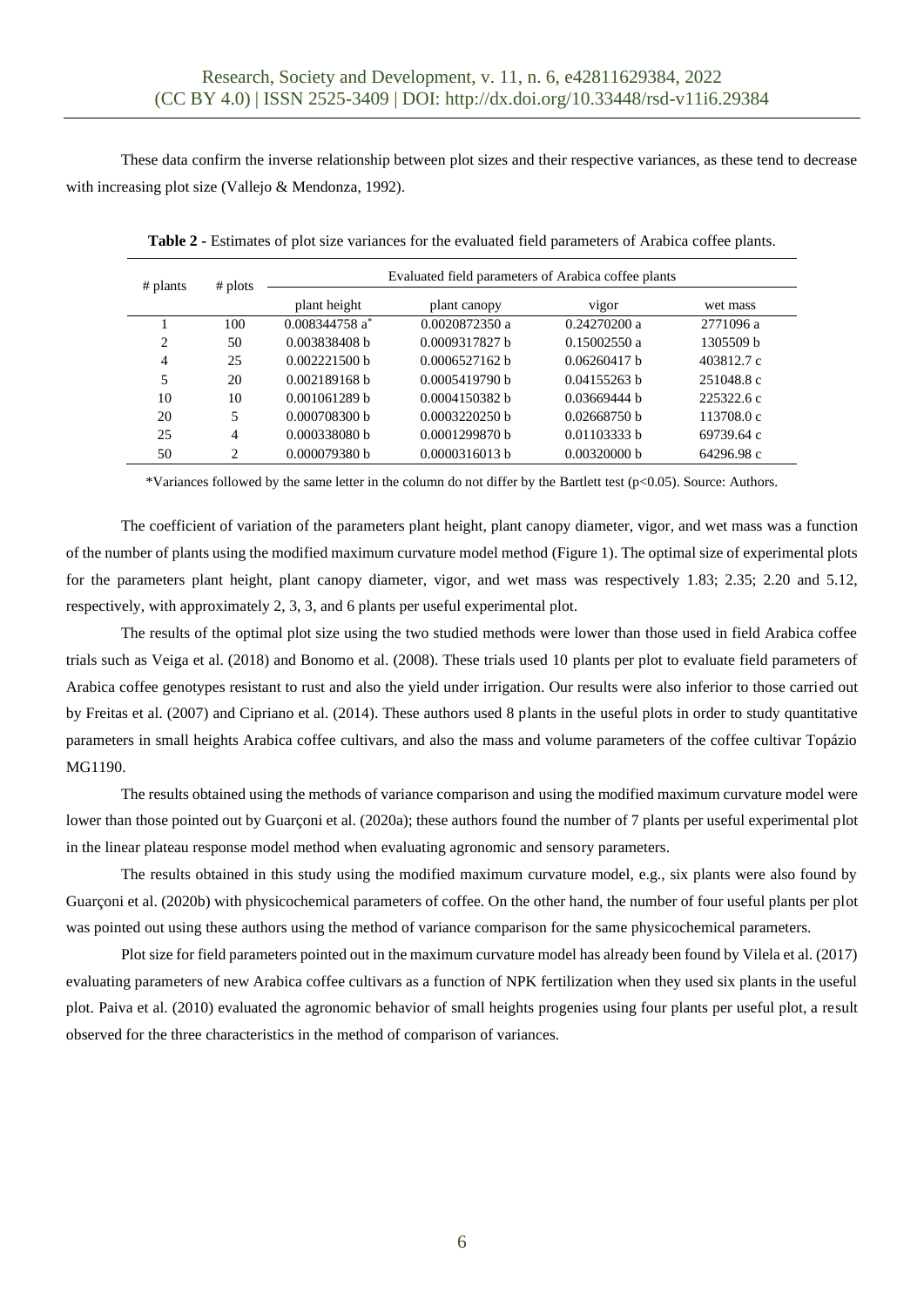These data confirm the inverse relationship between plot sizes and their respective variances, as these tend to decrease with increasing plot size (Vallejo & Mendonza, 1992).

**Table 2** - Estimates of plot size variances for the evaluated field parameters of Arabica coffee plants.

| # plants | # plots | Evaluated field parameters of Arabica coffee plants | | | |
|---|---|---|---|---|---|
| | | plant height | plant canopy | vigor | wet mass |
| 1 | 100 | 0.008344758 a* | 0.0020872350 a | 0.24270200 a | 2771096 a |
| 2 | 50 | 0.003838408 b | 0.0009317827 b | 0.15002550 a | 1305509 b |
| 4 | 25 | 0.002221500 b | 0.0006527162 b | 0.06260417 b | 403812.7 c |
| 5 | 20 | 0.002189168 b | 0.0005419790 b | 0.04155263 b | 251048.8 c |
| 10 | 10 | 0.001061289 b | 0.0004150382 b | 0.03669444 b | 225322.6 c |
| 20 | 5 | 0.000708300 b | 0.0003220250 b | 0.02668750 b | 113708.0 c |
| 25 | 4 | 0.000338080 b | 0.0001299870 b | 0.01103333 b | 69739.64 c |
| 50 | 2 | 0.000079380 b | 0.0000316013 b | 0.00320000 b | 64296.98 c |

*Variances followed by the same letter in the column do not differ by the Bartlett test ($p<0.05$). Source: Authors.

The coefficient of variation of the parameters plant height, plant canopy diameter, vigor, and wet mass was a function of the number of plants using the modified maximum curvature model method (Figure 1). The optimal size of experimental plots for the parameters plant height, plant canopy diameter, vigor, and wet mass was respectively 1.83; 2.35; 2.20 and 5.12, respectively, with approximately 2, 3, 3, and 6 plants per useful experimental plot.

The results of the optimal plot size using the two studied methods were lower than those used in field Arabica coffee trials such as Veiga et al. (2018) and Bonomo et al. (2008). These trials used 10 plants per plot to evaluate field parameters of Arabica coffee genotypes resistant to rust and also the yield under irrigation. Our results were also inferior to those carried out by Freitas et al. (2007) and Cipriano et al. (2014). These authors used 8 plants in the useful plots in order to study quantitative parameters in small heights Arabica coffee cultivars, and also the mass and volume parameters of the coffee cultivar Topázio MG1190.

The results obtained using the methods of variance comparison and using the modified maximum curvature model were lower than those pointed out by Guarçoni et al. (2020a); these authors found the number of 7 plants per useful experimental plot in the linear plateau response model method when evaluating agronomic and sensory parameters.

The results obtained in this study using the modified maximum curvature model, e.g., six plants were also found by Guarçoni et al. (2020b) with physicochemical parameters of coffee. On the other hand, the number of four useful plants per plot was pointed out using these authors using the method of variance comparison for the same physicochemical parameters.

Plot size for field parameters pointed out in the maximum curvature model has already been found by Vilela et al. (2017) evaluating parameters of new Arabica coffee cultivars as a function of NPK fertilization when they used six plants in the useful plot. Paiva et al. (2010) evaluated the agronomic behavior of small heights progenies using four plants per useful plot, a result observed for the three characteristics in the method of comparison of variances.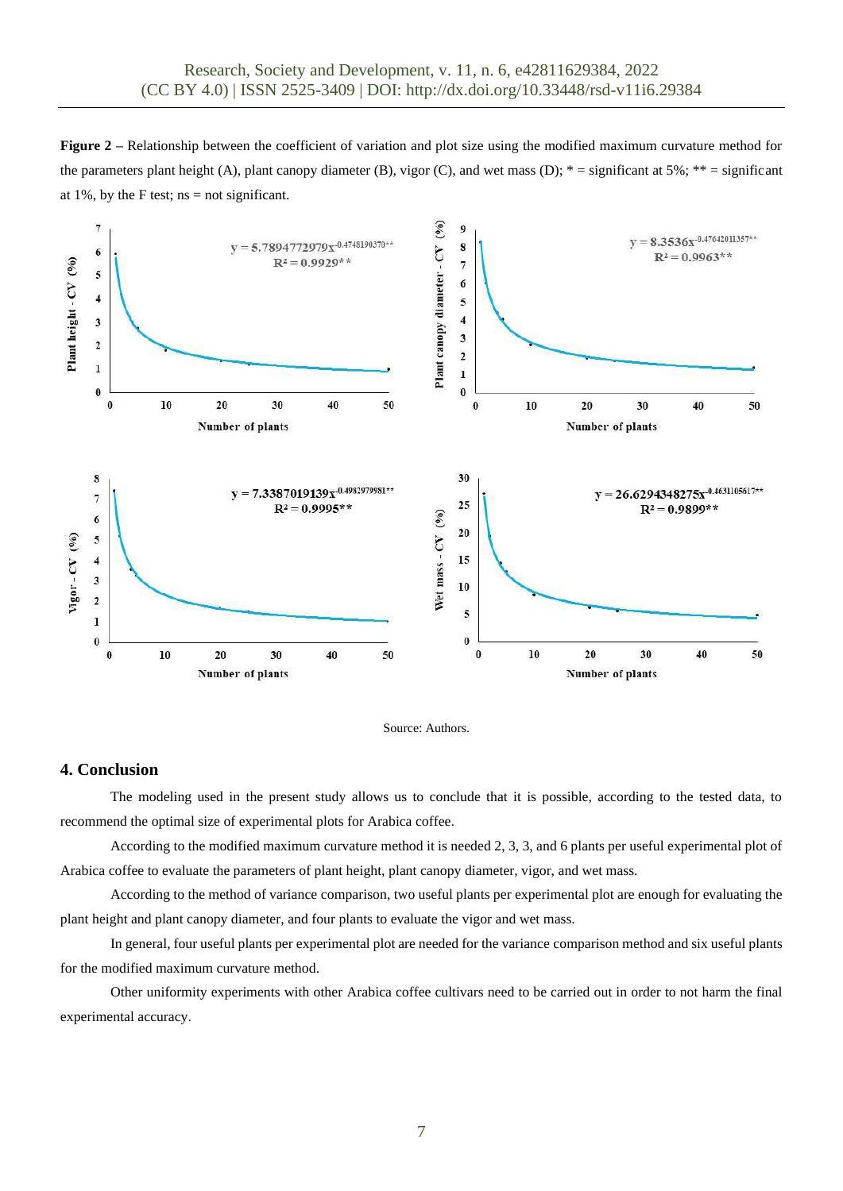**Figure 2** – Relationship between the coefficient of variation and plot size using the modified maximum curvature method for the parameters plant height (A), plant canopy diameter (B), vigor (C), and wet mass (D); * = significant at 5%; ** = significant at 1%, by the F test; ns = not significant.

Source: Authors.

## 4. Conclusion

The modeling used in the present study allows us to conclude that it is possible, according to the tested data, to recommend the optimal size of experimental plots for Arabica coffee.

According to the modified maximum curvature method it is needed 2, 3, 3, and 6 plants per useful experimental plot of Arabica coffee to evaluate the parameters of plant height, plant canopy diameter, vigor, and wet mass.

According to the method of variance comparison, two useful plants per experimental plot are enough for evaluating the plant height and plant canopy diameter, and four plants to evaluate the vigor and wet mass.

In general, four useful plants per experimental plot are needed for the variance comparison method and six useful plants for the modified maximum curvature method.

Other uniformity experiments with other Arabica coffee cultivars need to be carried out in order to not harm the final experimental accuracy.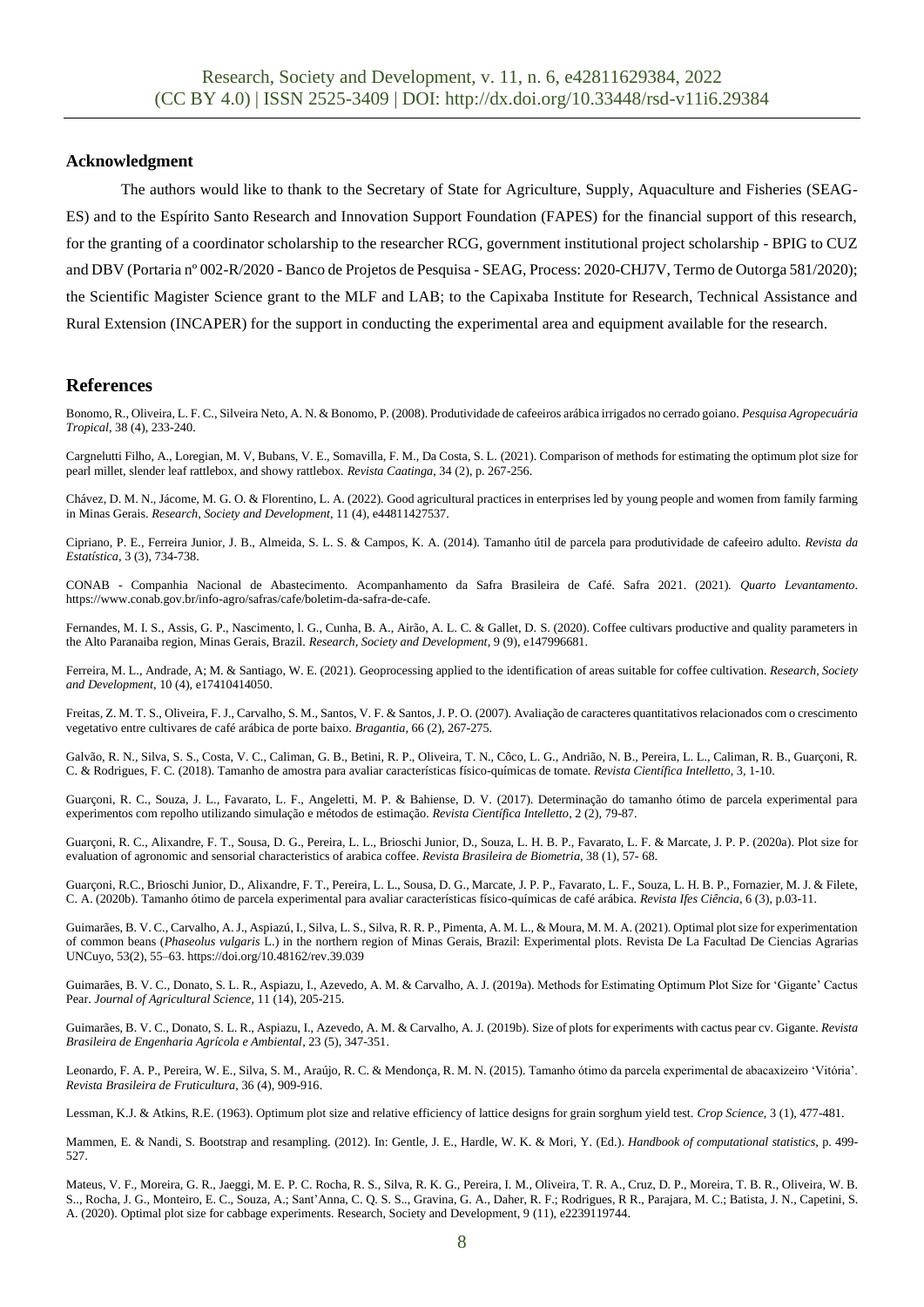## Acknowledgment

The authors would like to thank to the Secretary of State for Agriculture, Supply, Aquaculture and Fisheries (SEAG-ES) and to the Espírito Santo Research and Innovation Support Foundation (FAPES) for the financial support of this research, for the granting of a coordinator scholarship to the researcher RCG, government institutional project scholarship - BPIG to CUZ and DBV (Portaria nº 002-R/2020 - Banco de Projetos de Pesquisa - SEAG, Process: 2020-CHJ7V, Termo de Outorga 581/2020); the Scientific Magister Science grant to the MLF and LAB; to the Capixaba Institute for Research, Technical Assistance and Rural Extension (INCAPER) for the support in conducting the experimental area and equipment available for the research.

## References

Bonomo, R., Oliveira, L. F. C., Silveira Neto, A. N. & Bonomo, P. (2008). Produtividade de cafeeiros arábica irrigados no cerrado goiano. *Pesquisa Agropecuária Tropical*, 38 (4), 233-240.

Cargnelutti Filho, A., Loregian, M. V, Bubans, V. E., Somavilla, F. M., Da Costa, S. L. (2021). Comparison of methods for estimating the optimum plot size for pearl millet, slender leaf rattlebox, and showy rattlebox. *Revista Caatinga*, 34 (2), p. 267-256.

Chávez, D. M. N., Jácome, M. G. O. & Florentino, L. A. (2022). Good agricultural practices in enterprises led by young people and women from family farming in Minas Gerais. *Research, Society and Development*, 11 (4), e44811427537.

Cipriano, P. E., Ferreira Junior, J. B., Almeida, S. L. S. & Campos, K. A. (2014). Tamanho útil de parcela para produtividade de cafeeiro adulto. *Revista da Estatística*, 3 (3), 734-738.

CONAB - Companhia Nacional de Abastecimento. Acompanhamento da Safra Brasileira de Café. Safra 2021. (2021). *Quarto Levantamento*. https://www.conab.gov.br/info-agro/safras/cafe/boletim-da-safra-de-cafe.

Fernandes, M. I. S., Assis, G. P., Nascimento, l. G., Cunha, B. A., Airão, A. L. C. & Gallet, D. S. (2020). Coffee cultivars productive and quality parameters in the Alto Paranaiba region, Minas Gerais, Brazil. *Research, Society and Development*, 9 (9), e147996681.

Ferreira, M. L., Andrade, A; M. & Santiago, W. E. (2021). Geoprocessing applied to the identification of areas suitable for coffee cultivation. *Research, Society and Development*, 10 (4), e17410414050.

Freitas, Z. M. T. S., Oliveira, F. J., Carvalho, S. M., Santos, V. F. & Santos, J. P. O. (2007). Avaliação de caracteres quantitativos relacionados com o crescimento vegetativo entre cultivares de café arábica de porte baixo. *Bragantia*, 66 (2), 267-275.

Galvão, R. N., Silva, S. S., Costa, V. C., Caliman, G. B., Betini, R. P., Oliveira, T. N., Côco, L. G., Andrião, N. B., Pereira, L. L., Caliman, R. B., Guarçoni, R. C. & Rodrigues, F. C. (2018). Tamanho de amostra para avaliar características físico-químicas de tomate. *Revista Científica Intelletto*, 3, 1-10.

Guarçoni, R. C., Souza, J. L., Favarato, L. F., Angeletti, M. P. & Bahiense, D. V. (2017). Determinação do tamanho ótimo de parcela experimental para experimentos com repolho utilizando simulação e métodos de estimação. *Revista Científica Intelletto*, 2 (2), 79-87.

Guarçoni, R. C., Alixandre, F. T., Sousa, D. G., Pereira, L. L., Brioschi Junior, D., Souza, L. H. B. P., Favarato, L. F. & Marcate, J. P. P. (2020a). Plot size for evaluation of agronomic and sensorial characteristics of arabica coffee. *Revista Brasileira de Biometria*, 38 (1), 57- 68.

Guarçoni, R.C., Brioschi Junior, D., Alixandre, F. T., Pereira, L. L., Sousa, D. G., Marcate, J. P. P., Favarato, L. F., Souza, L. H. B. P., Fornazier, M. J. & Filete, C. A. (2020b). Tamanho ótimo de parcela experimental para avaliar características físico-químicas de café arábica. *Revista Ifes Ciência*, 6 (3), p.03-11.

Guimarães, B. V. C., Carvalho, A. J., Aspiazú, I., Silva, L. S., Silva, R. R. P., Pimenta, A. M. L., & Moura, M. M. A. (2021). Optimal plot size for experimentation of common beans (*Phaseolus vulgaris* L.) in the northern region of Minas Gerais, Brazil: Experimental plots. Revista De La Facultad De Ciencias Agrarias UNCuyo, 53(2), 55–63. https://doi.org/10.48162/rev.39.039

Guimarães, B. V. C., Donato, S. L. R., Aspiazu, I., Azevedo, A. M. & Carvalho, A. J. (2019a). Methods for Estimating Optimum Plot Size for 'Gigante' Cactus Pear. *Journal of Agricultural Science*, 11 (14), 205-215.

Guimarães, B. V. C., Donato, S. L. R., Aspiazu, I., Azevedo, A. M. & Carvalho, A. J. (2019b). Size of plots for experiments with cactus pear cv. Gigante. *Revista Brasileira de Engenharia Agrícola e Ambiental*, 23 (5), 347-351.

Leonardo, F. A. P., Pereira, W. E., Silva, S. M., Araújo, R. C. & Mendonça, R. M. N. (2015). Tamanho ótimo da parcela experimental de abacaxizeiro 'Vitória'. *Revista Brasileira de Fruticultura*, 36 (4), 909-916.

Lessman, K.J. & Atkins, R.E. (1963). Optimum plot size and relative efficiency of lattice designs for grain sorghum yield test. *Crop Science*, 3 (1), 477-481.

Mammen, E. & Nandi, S. Bootstrap and resampling. (2012). In: Gentle, J. E., Hardle, W. K. & Mori, Y. (Ed.). *Handbook of computational statistics*, p. 499-527.

Mateus, V. F., Moreira, G. R., Jaeggi, M. E. P. C. Rocha, R. S., Silva, R. K. G., Pereira, I. M., Oliveira, T. R. A., Cruz, D. P., Moreira, T. B. R., Oliveira, W. B. S.., Rocha, J. G., Monteiro, E. C., Souza, A.; Sant'Anna, C. Q. S. S.., Gravina, G. A., Daher, R. F.; Rodrigues, R R., Parajara, M. C.; Batista, J. N., Capetini, S. A. (2020). Optimal plot size for cabbage experiments. Research, Society and Development, 9 (11), e2239119744.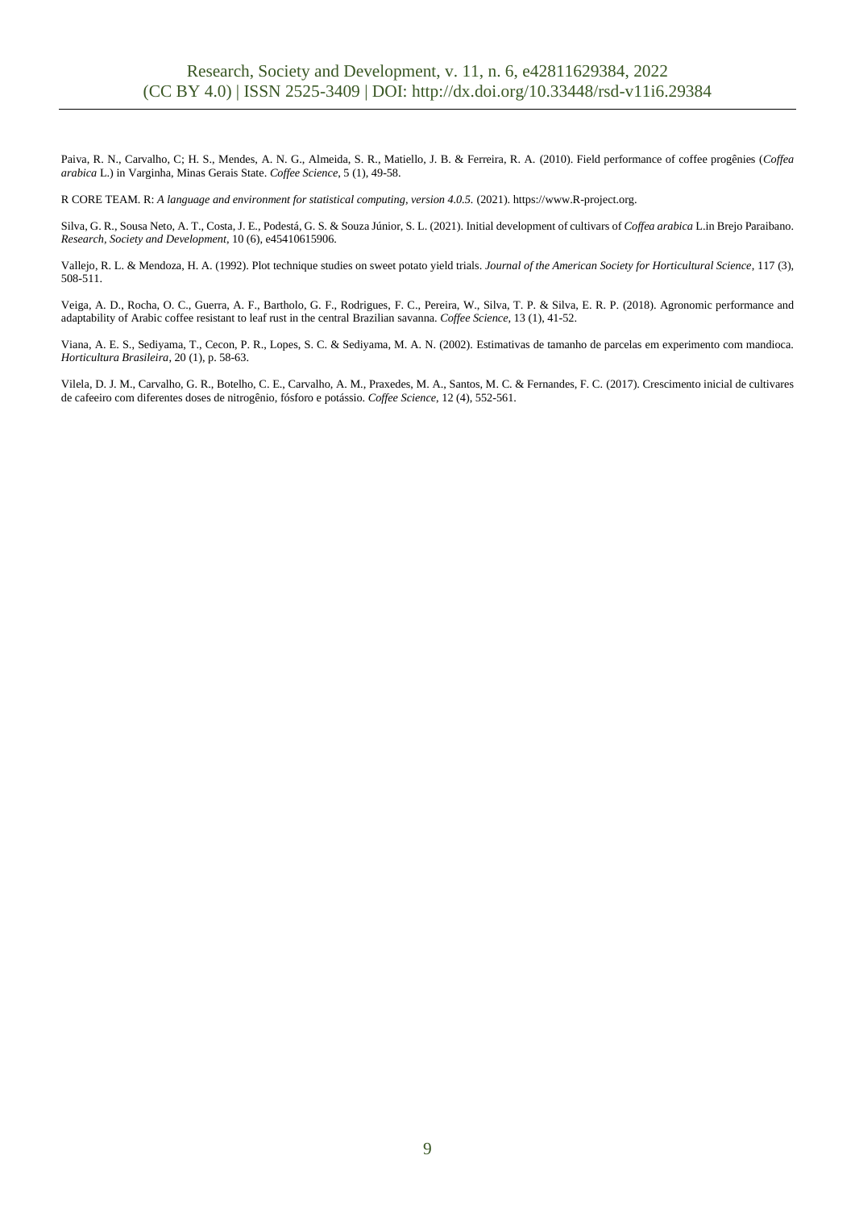Paiva, R. N., Carvalho, C; H. S., Mendes, A. N. G., Almeida, S. R., Matiello, J. B. & Ferreira, R. A. (2010). Field performance of coffee progênies (*Coffea arabica* L.) in Varginha, Minas Gerais State. *Coffee Science*, 5 (1), 49-58.

R CORE TEAM. R: *A language and environment for statistical computing, version 4.0.5.* (2021). https://www.R-project.org.

Silva, G. R., Sousa Neto, A. T., Costa, J. E., Podestá, G. S. & Souza Júnior, S. L. (2021). Initial development of cultivars of *Coffea arabica* L.in Brejo Paraibano. *Research, Society and Development*, 10 (6), e45410615906.

Vallejo, R. L. & Mendoza, H. A. (1992). Plot technique studies on sweet potato yield trials. *Journal of the American Society for Horticultural Science*, 117 (3), 508-511.

Veiga, A. D., Rocha, O. C., Guerra, A. F., Bartholo, G. F., Rodrigues, F. C., Pereira, W., Silva, T. P. & Silva, E. R. P. (2018). Agronomic performance and adaptability of Arabic coffee resistant to leaf rust in the central Brazilian savanna. *Coffee Science*, 13 (1), 41-52.

Viana, A. E. S., Sediyama, T., Cecon, P. R., Lopes, S. C. & Sediyama, M. A. N. (2002). Estimativas de tamanho de parcelas em experimento com mandioca. *Horticultura Brasileira*, 20 (1), p. 58-63.

Vilela, D. J. M., Carvalho, G. R., Botelho, C. E., Carvalho, A. M., Praxedes, M. A., Santos, M. C. & Fernandes, F. C. (2017). Crescimento inicial de cultivares de cafeeiro com diferentes doses de nitrogênio, fósforo e potássio. *Coffee Science*, 12 (4), 552-561.